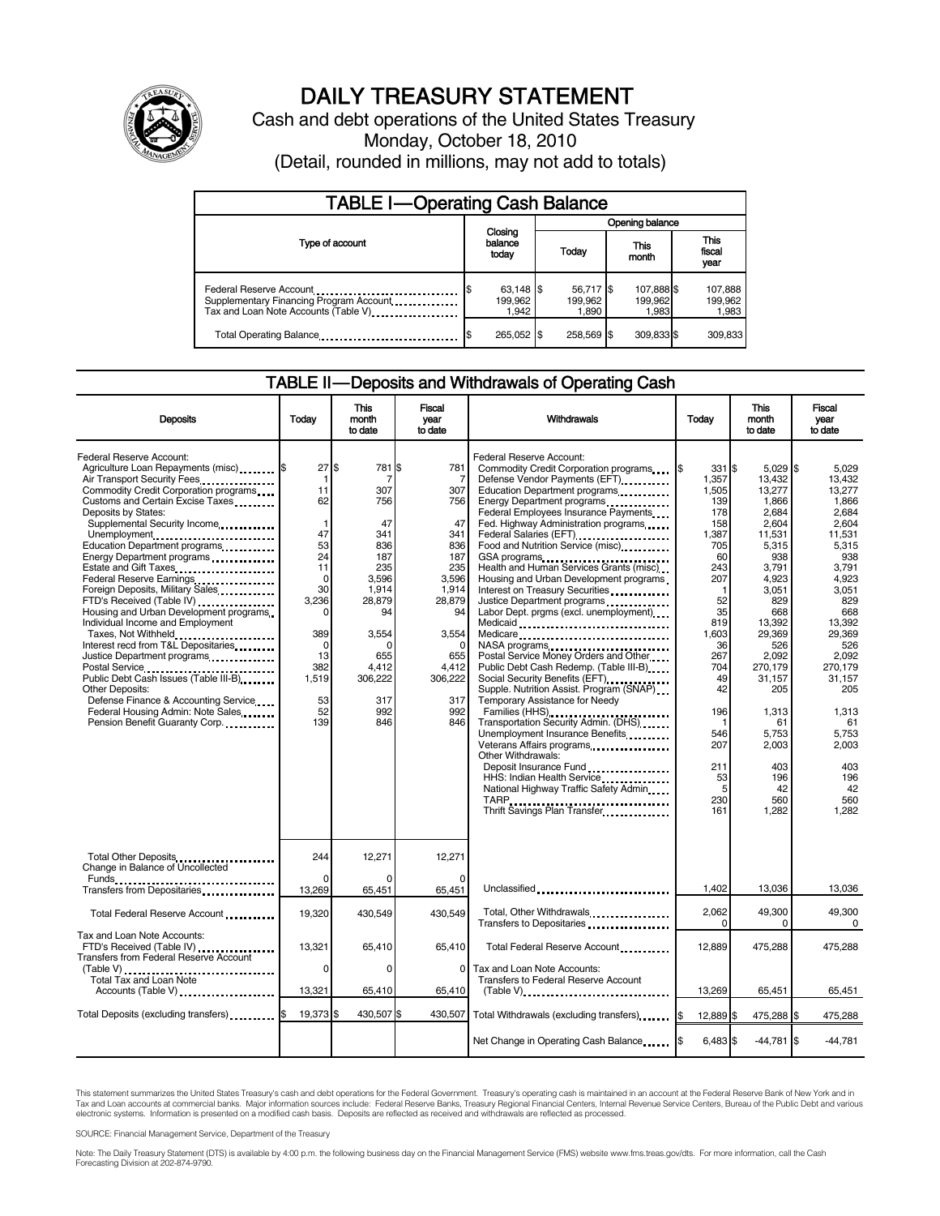# DAILY TREASURY STATEMENT

Cash and debt operations of the United States Treasury

Monday, October 18, 2010

(Detail, rounded in millions, may not add to totals)

## TABLE I—Operating Cash Balance

| Type of account | Closing balance today | Opening balance Today | This month | This fiscal year |
|---|---|---|---|---|
| Federal Reserve Account | $ 63,148 | $ 56,717 | $ 107,888 | $ 107,888 |
| Supplementary Financing Program Account | 199,962 | 199,962 | 199,962 | 199,962 |
| Tax and Loan Note Accounts (Table V) | 1,942 | 1,890 | 1,983 | 1,983 |
| Total Operating Balance | $ 265,052 | $ 258,569 | $ 309,833 | $ 309,833 |

## TABLE II—Deposits and Withdrawals of Operating Cash

| Deposits | Today | This month to date | Fiscal year to date |
|---|---|---|---|
| Federal Reserve Account: | | | |
| Agriculture Loan Repayments (misc) | $ 27 | $ 781 | $ 781 |
| Air Transport Security Fees | 1 | 7 | 7 |
| Commodity Credit Corporation programs | 11 | 307 | 307 |
| Customs and Certain Excise Taxes | 62 | 756 | 756 |
| Deposits by States: | | | |
| Supplemental Security Income | 1 | 47 | 47 |
| Unemployment | 47 | 341 | 341 |
| Education Department programs | 53 | 836 | 836 |
| Energy Department programs | 24 | 187 | 187 |
| Estate and Gift Taxes | 11 | 235 | 235 |
| Federal Reserve Earnings | 0 | 3,596 | 3,596 |
| Foreign Deposits, Military Sales | 30 | 1,914 | 1,914 |
| FTD's Received (Table IV) | 3,236 | 28,879 | 28,879 |
| Housing and Urban Development programs | 0 | 94 | 94 |
| Individual Income and Employment Taxes, Not Withheld | 389 | 3,554 | 3,554 |
| Interest recd from T&L Depositaries | 0 | 0 | 0 |
| Justice Department programs | 13 | 655 | 655 |
| Postal Service | 382 | 4,412 | 4,412 |
| Public Debt Cash Issues (Table III-B) | 1,519 | 306,222 | 306,222 |
| Other Deposits: | | | |
| Defense Finance & Accounting Service | 53 | 317 | 317 |
| Federal Housing Admin: Note Sales | 52 | 992 | 992 |
| Pension Benefit Guaranty Corp. | 139 | 846 | 846 |
| Total Other Deposits | 244 | 12,271 | 12,271 |
| Change in Balance of Uncollected Funds | 0 | 0 | 0 |
| Transfers from Depositaries | 13,269 | 65,451 | 65,451 |
| Total Federal Reserve Account | 19,320 | 430,549 | 430,549 |
| Tax and Loan Note Accounts: | | | |
| FTD's Received (Table IV) | 13,321 | 65,410 | 65,410 |
| Transfers from Federal Reserve Account (Table V) | 0 | 0 | 0 |
| Total Tax and Loan Note Accounts (Table V) | 13,321 | 65,410 | 65,410 |
| Total Deposits (excluding transfers) | $ 19,373 | $ 430,507 | $ 430,507 |

| Withdrawals | Today | This month to date | Fiscal year to date |
|---|---|---|---|
| Federal Reserve Account: | | | |
| Commodity Credit Corporation programs | $ 331 | $ 5,029 | $ 5,029 |
| Defense Vendor Payments (EFT) | 1,357 | 13,432 | 13,432 |
| Education Department programs | 1,505 | 13,277 | 13,277 |
| Energy Department programs | 139 | 1,866 | 1,866 |
| Federal Employees Insurance Payments | 178 | 2,684 | 2,684 |
| Fed. Highway Administration programs | 158 | 2,604 | 2,604 |
| Federal Salaries (EFT) | 1,387 | 11,531 | 11,531 |
| Food and Nutrition Service (misc) | 705 | 5,315 | 5,315 |
| GSA programs | 60 | 938 | 938 |
| Health and Human Services Grants (misc) | 243 | 3,791 | 3,791 |
| Housing and Urban Development programs | 207 | 4,923 | 4,923 |
| Interest on Treasury Securities | 1 | 3,051 | 3,051 |
| Justice Department programs | 52 | 829 | 829 |
| Labor Dept. prgms (excl. unemployment) | 35 | 668 | 668 |
| Medicaid | 819 | 13,392 | 13,392 |
| Medicare | 1,603 | 29,369 | 29,369 |
| NASA programs | 36 | 526 | 526 |
| Postal Service Money Orders and Other | 267 | 2,092 | 2,092 |
| Public Debt Cash Redemp. (Table III-B) | 704 | 270,179 | 270,179 |
| Social Security Benefits (EFT) | 49 | 31,157 | 31,157 |
| Supple. Nutrition Assist. Program (SNAP) | 42 | 205 | 205 |
| Temporary Assistance for Needy Families (HHS) | 196 | 1,313 | 1,313 |
| Transportation Security Admin. (DHS) | 1 | 61 | 61 |
| Unemployment Insurance Benefits | 546 | 5,753 | 5,753 |
| Veterans Affairs programs | 207 | 2,003 | 2,003 |
| Other Withdrawals: | | | |
| Deposit Insurance Fund | 211 | 403 | 403 |
| HHS: Indian Health Service | 53 | 196 | 196 |
| National Highway Traffic Safety Admin | 5 | 42 | 42 |
| TARP | 230 | 560 | 560 |
| Thrift Savings Plan Transfer | 161 | 1,282 | 1,282 |
| Unclassified | 1,402 | 13,036 | 13,036 |
| Total, Other Withdrawals | 2,062 | 49,300 | 49,300 |
| Transfers to Depositaries | 0 | 0 | 0 |
| Total Federal Reserve Account | 12,889 | 475,288 | 475,288 |
| Tax and Loan Note Accounts: | | | |
| Transfers to Federal Reserve Account (Table V) | 13,269 | 65,451 | 65,451 |
| Total Withdrawals (excluding transfers) | $ 12,889 | $ 475,288 | $ 475,288 |
| Net Change in Operating Cash Balance | $ 6,483 | $ -44,781 | $ -44,781 |

This statement summarizes the United States Treasury's cash and debt operations for the Federal Government. Treasury's operating cash is maintained in an account at the Federal Reserve Bank of New York and in Tax and Loan accounts at commercial banks. Major information sources include: Federal Reserve Banks, Treasury Regional Financial Centers, Internal Revenue Service Centers, Bureau of the Public Debt and various electronic systems. Information is presented on a modified cash basis. Deposits are reflected as received and withdrawals are reflected as processed.

SOURCE: Financial Management Service, Department of the Treasury

Note: The Daily Treasury Statement (DTS) is available by 4:00 p.m. the following business day on the Financial Management Service (FMS) website www.fms.treas.gov/dts. For more information, call the Cash Forecasting Division at 202-874-9790.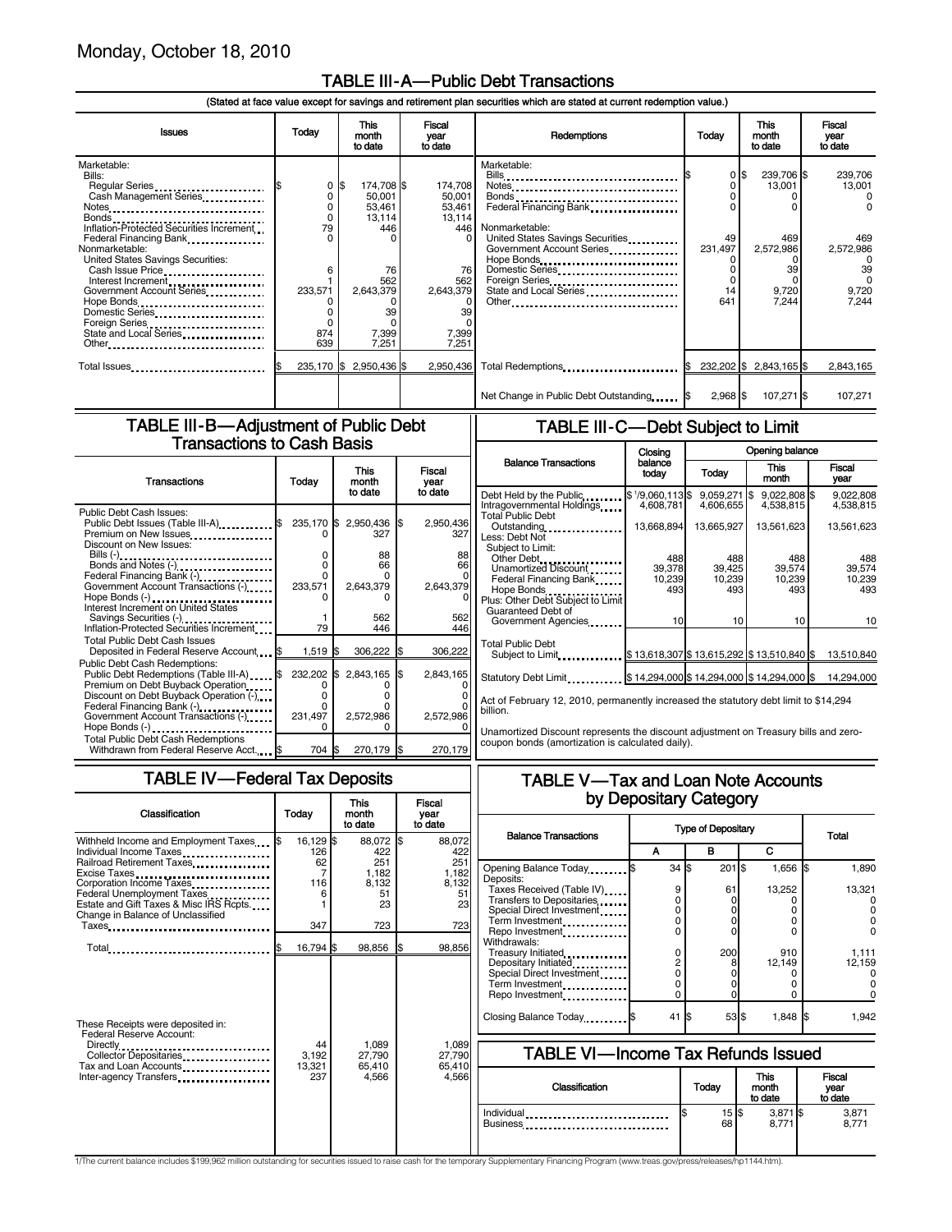Monday, October 18, 2010

## TABLE III-A—Public Debt Transactions

(Stated at face value except for savings and retirement plan securities which are stated at current redemption value.)

| Issues | Today | This month to date | Fiscal year to date | Redemptions | Today | This month to date | Fiscal year to date |
|---|---|---|---|---|---|---|---|
| Marketable: | | | | Marketable: | | | |
| Bills: | | | | Bills | $ 0 | $ 239,706 | $ 239,706 |
| Regular Series | $ 0 | $ 174,708 | $ 174,708 | Notes | 0 | 13,001 | 13,001 |
| Cash Management Series | 0 | 50,001 | 50,001 | Bonds | 0 | 0 | 0 |
| Notes | 0 | 53,461 | 53,461 | Federal Financing Bank | 0 | 0 | 0 |
| Bonds | 0 | 13,114 | 13,114 | | | | |
| Inflation-Protected Securities Increment | 79 | 446 | 446 | Nonmarketable: | | | |
| Federal Financing Bank | 0 | 0 | 0 | United States Savings Securities | 49 | 469 | 469 |
| Nonmarketable: | | | | Government Account Series | 231,497 | 2,572,986 | 2,572,986 |
| United States Savings Securities: | | | | Hope Bonds | 0 | 0 | 0 |
| Cash Issue Price | 6 | 76 | 76 | Domestic Series | 0 | 39 | 39 |
| Interest Increment | 1 | 562 | 562 | Foreign Series | 0 | 0 | 0 |
| Government Account Series | 233,571 | 2,643,379 | 2,643,379 | State and Local Series | 14 | 9,720 | 9,720 |
| Hope Bonds | 0 | 0 | 0 | Other | 641 | 7,244 | 7,244 |
| Domestic Series | 0 | 39 | 39 | | | | |
| Foreign Series | 0 | 0 | 0 | | | | |
| State and Local Series | 874 | 7,399 | 7,399 | | | | |
| Other | 639 | 7,251 | 7,251 | | | | |
| Total Issues | $ 235,170 | $ 2,950,436 | $ 2,950,436 | Total Redemptions | $ 232,202 | $ 2,843,165 | $ 2,843,165 |
| | | | | Net Change in Public Debt Outstanding | $ 2,968 | $ 107,271 | $ 107,271 |

## TABLE III-B—Adjustment of Public Debt Transactions to Cash Basis

| Transactions | Today | This month to date | Fiscal year to date |
|---|---|---|---|
| Public Debt Cash Issues: | | | |
| Public Debt Issues (Table III-A) | $ 235,170 | $ 2,950,436 | $ 2,950,436 |
| Premium on New Issues | 0 | 327 | 327 |
| Discount on New Issues: | | | |
| Bills (-) | 0 | 88 | 88 |
| Bonds and Notes (-) | 0 | 66 | 66 |
| Federal Financing Bank (-) | 0 | 0 | 0 |
| Government Account Transactions (-) | 233,571 | 2,643,379 | 2,643,379 |
| Hope Bonds (-) | 0 | 0 | 0 |
| Interest Increment on United States Savings Securities (-) | 1 | 562 | 562 |
| Inflation-Protected Securities Increment | 79 | 446 | 446 |
| Total Public Debt Cash Issues Deposited in Federal Reserve Account | $ 1,519 | $ 306,222 | $ 306,222 |
| Public Debt Cash Redemptions: | | | |
| Public Debt Redemptions (Table III-A) | $ 232,202 | $ 2,843,165 | $ 2,843,165 |
| Premium on Debt Buyback Operation | 0 | 0 | 0 |
| Discount on Debt Buyback Operation (-) | 0 | 0 | 0 |
| Federal Financing Bank (-) | 0 | 0 | 0 |
| Government Account Transactions (-) | 231,497 | 2,572,986 | 2,572,986 |
| Hope Bonds (-) | 0 | 0 | 0 |
| Total Public Debt Cash Redemptions Withdrawn from Federal Reserve Acct. | $ 704 | $ 270,179 | $ 270,179 |

## TABLE III-C—Debt Subject to Limit

| Balance Transactions | Closing balance today | Opening balance Today | Opening balance This month | Opening balance Fiscal year |
|---|---|---|---|---|
| Debt Held by the Public | $ [1]9,060,113 | $ 9,059,271 | $ 9,022,808 | $ 9,022,808 |
| Intragovernmental Holdings | 4,608,781 | 4,606,655 | 4,538,815 | 4,538,815 |
| Total Public Debt Outstanding | 13,668,894 | 13,665,927 | 13,561,623 | 13,561,623 |
| Less: Debt Not Subject to Limit: | | | | |
| Other Debt | 488 | 488 | 488 | 488 |
| Unamortized Discount | 39,378 | 39,425 | 39,574 | 39,574 |
| Federal Financing Bank | 10,239 | 10,239 | 10,239 | 10,239 |
| Hope Bonds | 493 | 493 | 493 | 493 |
| Plus: Other Debt Subject to Limit | | | | |
| Guaranteed Debt of Government Agencies | 10 | 10 | 10 | 10 |
| Total Public Debt Subject to Limit | $ 13,618,307 | $ 13,615,292 | $ 13,510,840 | $ 13,510,840 |
| Statutory Debt Limit | $ 14,294,000 | $ 14,294,000 | $ 14,294,000 | $ 14,294,000 |

Act of February 12, 2010, permanently increased the statutory debt limit to $14,294 billion.

Unamortized Discount represents the discount adjustment on Treasury bills and zero-coupon bonds (amortization is calculated daily).

## TABLE IV—Federal Tax Deposits

| Classification | Today | This month to date | Fiscal year to date |
|---|---|---|---|
| Withheld Income and Employment Taxes | $ 16,129 | $ 88,072 | $ 88,072 |
| Individual Income Taxes | 126 | 422 | 422 |
| Railroad Retirement Taxes | 62 | 251 | 251 |
| Excise Taxes | 7 | 1,182 | 1,182 |
| Corporation Income Taxes | 116 | 8,132 | 8,132 |
| Federal Unemployment Taxes | 6 | 51 | 51 |
| Estate and Gift Taxes & Misc IRS Rcpts. | 1 | 23 | 23 |
| Change in Balance of Unclassified Taxes | 347 | 723 | 723 |
| Total | $ 16,794 | $ 98,856 | $ 98,856 |
| These Receipts were deposited in: | | | |
| Federal Reserve Account: | | | |
| Directly | 44 | 1,089 | 1,089 |
| Collector Depositaries | 3,192 | 27,790 | 27,790 |
| Tax and Loan Accounts | 13,321 | 65,410 | 65,410 |
| Inter-agency Transfers | 237 | 4,566 | 4,566 |

## TABLE V—Tax and Loan Note Accounts by Depositary Category

| Balance Transactions | Type of Depositary A | Type of Depositary B | Type of Depositary C | Total |
|---|---|---|---|---|
| Opening Balance Today | $ 34 | $ 201 | $ 1,656 | $ 1,890 |
| Deposits: | | | | |
| Taxes Received (Table IV) | 9 | 61 | 13,252 | 13,321 |
| Transfers to Depositaries | 0 | 0 | 0 | 0 |
| Special Direct Investment | 0 | 0 | 0 | 0 |
| Term Investment | 0 | 0 | 0 | 0 |
| Repo Investment | 0 | 0 | 0 | 0 |
| Withdrawals: | | | | |
| Treasury Initiated | 0 | 200 | 910 | 1,111 |
| Depositary Initiated | 2 | 8 | 12,149 | 12,159 |
| Special Direct Investment | 0 | 0 | 0 | 0 |
| Term Investment | 0 | 0 | 0 | 0 |
| Repo Investment | 0 | 0 | 0 | 0 |
| Closing Balance Today | $ 41 | $ 53 | $ 1,848 | $ 1,942 |

## TABLE VI—Income Tax Refunds Issued

| Classification | Today | This month to date | Fiscal year to date |
|---|---|---|---|
| Individual | $ 15 | $ 3,871 | $ 3,871 |
| Business | 68 | 8,771 | 8,771 |

1/The current balance includes $199,962 million outstanding for securities issued to raise cash for the temporary Supplementary Financing Program (www.treas.gov/press/releases/hp1144.htm).